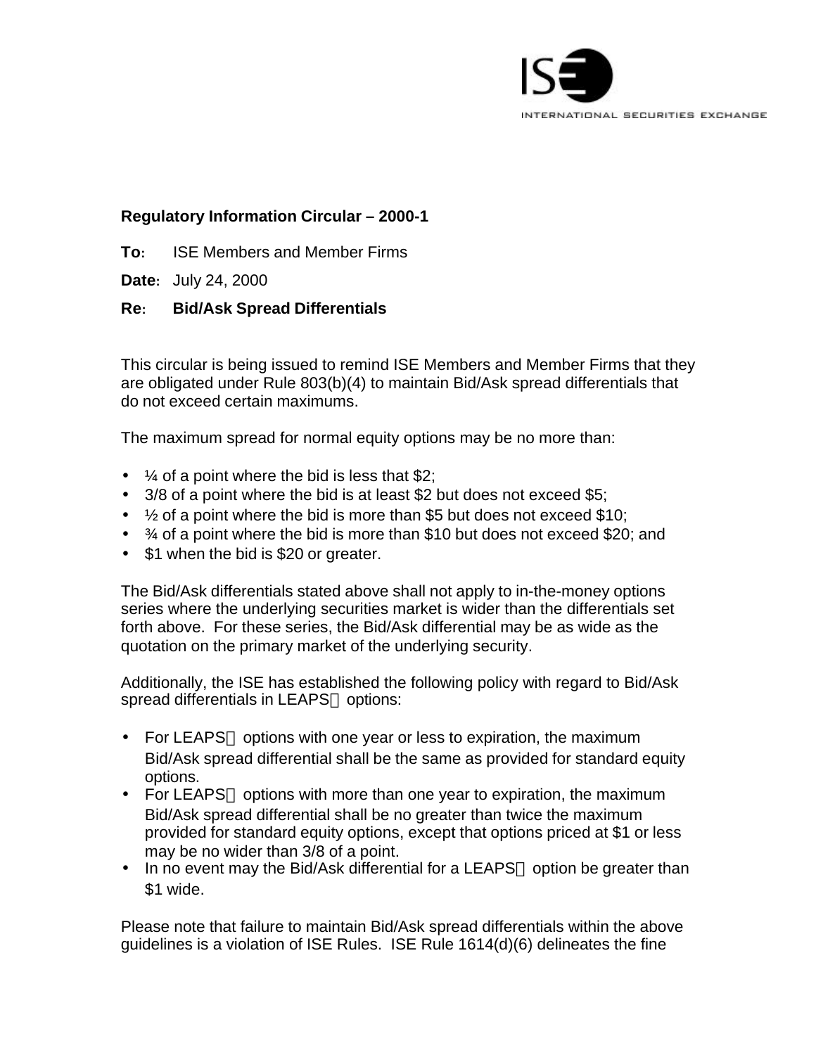ISE

INTERNATIONAL SECURITIES EXCHANGE

**Regulatory Information Circular – 2000-1**

**To:** ISE Members and Member Firms

**Date:** July 24, 2000

**Re:** **Bid/Ask Spread Differentials**

This circular is being issued to remind ISE Members and Member Firms that they are obligated under Rule 803(b)(4) to maintain Bid/Ask spread differentials that do not exceed certain maximums.

The maximum spread for normal equity options may be no more than:

- ¼ of a point where the bid is less that $2;
- 3/8 of a point where the bid is at least $2 but does not exceed $5;
- ½ of a point where the bid is more than $5 but does not exceed $10;
- ¾ of a point where the bid is more than $10 but does not exceed $20; and
- $1 when the bid is $20 or greater.

The Bid/Ask differentials stated above shall not apply to in-the-money options series where the underlying securities market is wider than the differentials set forth above. For these series, the Bid/Ask differential may be as wide as the quotation on the primary market of the underlying security.

Additionally, the ISE has established the following policy with regard to Bid/Ask spread differentials in LEAPS® options:

- For LEAPS® options with one year or less to expiration, the maximum Bid/Ask spread differential shall be the same as provided for standard equity options.
- For LEAPS® options with more than one year to expiration, the maximum Bid/Ask spread differential shall be no greater than twice the maximum provided for standard equity options, except that options priced at $1 or less may be no wider than 3/8 of a point.
- In no event may the Bid/Ask differential for a LEAPS® option be greater than $1 wide.

Please note that failure to maintain Bid/Ask spread differentials within the above guidelines is a violation of ISE Rules. ISE Rule 1614(d)(6) delineates the fine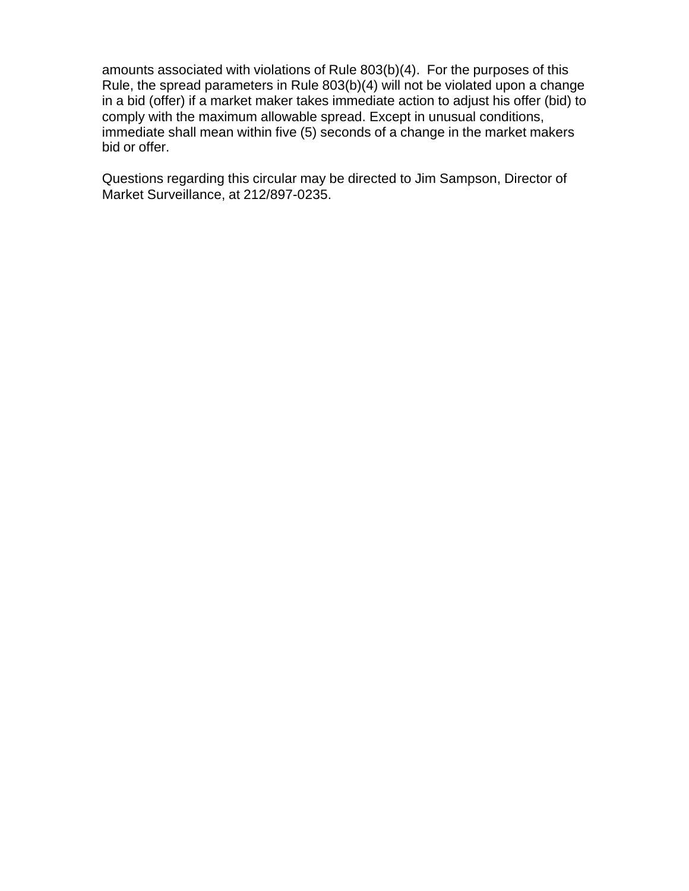amounts associated with violations of Rule 803(b)(4). For the purposes of this Rule, the spread parameters in Rule 803(b)(4) will not be violated upon a change in a bid (offer) if a market maker takes immediate action to adjust his offer (bid) to comply with the maximum allowable spread. Except in unusual conditions, immediate shall mean within five (5) seconds of a change in the market makers bid or offer.

Questions regarding this circular may be directed to Jim Sampson, Director of Market Surveillance, at 212/897-0235.